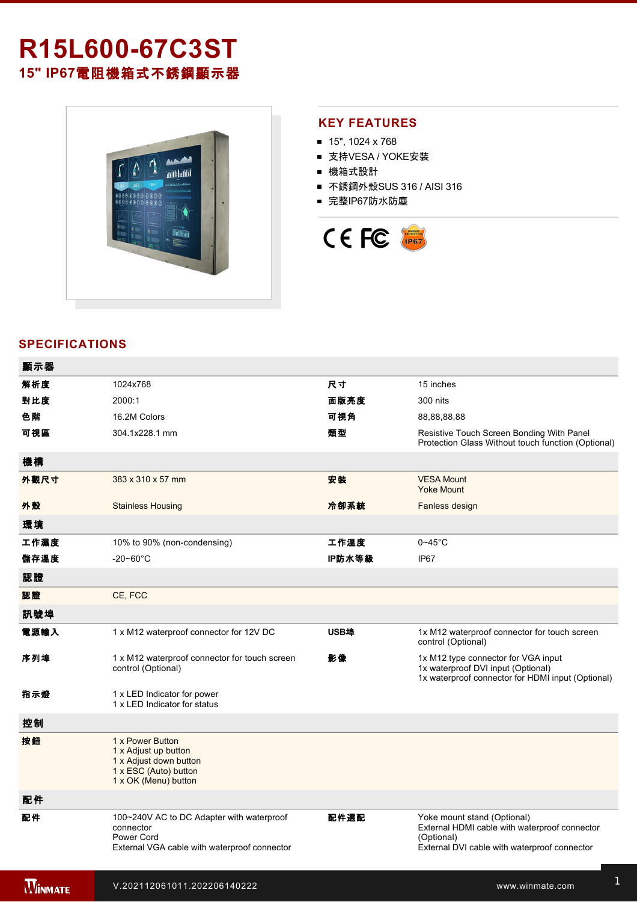# R15L600-67C3ST

## 15" IP67電阻機箱式不銹鋼顯示器

## KEY FEATURES

- 15", 1024 x 768
- 支持VESA / YOKE安裝
- 機箱式設計
- 不銹鋼外殼SUS 316 / AISI 316
- 完整IP67防水防塵

## SPECIFICATIONS

| 顯示器 | | | |
|---|---|---|---|
| 解析度 | 1024x768 | 尺寸 | 15 inches |
| 對比度 | 2000:1 | 面版亮度 | 300 nits |
| 色階 | 16.2M Colors | 可視角 | 88,88,88,88 |
| 可視區 | 304.1x228.1 mm | 類型 | Resistive Touch Screen Bonding With Panel Protection Glass Without touch function (Optional) |
| **機構** | | | |
| 外觀尺寸 | 383 x 310 x 57 mm | 安裝 | VESA Mount<br>Yoke Mount |
| 外殼 | Stainless Housing | 冷卻系統 | Fanless design |
| **環境** | | | |
| 工作濕度 | 10% to 90% (non-condensing) | 工作溫度 | 0~45°C |
| 儲存溫度 | -20~60°C | IP防水等級 | IP67 |
| **認證** | | | |
| 認證 | CE, FCC | | |
| **訊號埠** | | | |
| 電源輸入 | 1 x M12 waterproof connector for 12V DC | USB埠 | 1x M12 waterproof connector for touch screen control (Optional) |
| 序列埠 | 1 x M12 waterproof connector for touch screen control (Optional) | 影像 | 1x M12 type connector for VGA input<br>1x waterproof DVI input (Optional)<br>1x waterproof connector for HDMI input (Optional) |
| 指示燈 | 1 x LED Indicator for power<br>1 x LED Indicator for status | | |
| **控制** | | | |
| 按鈕 | 1 x Power Button<br>1 x Adjust up button<br>1 x Adjust down button<br>1 x ESC (Auto) button<br>1 x OK (Menu) button | | |
| **配件** | | | |
| 配件 | 100~240V AC to DC Adapter with waterproof connector<br>Power Cord<br>External VGA cable with waterproof connector | 配件選配 | Yoke mount stand (Optional)<br>External HDMI cable with waterproof connector (Optional)<br>External DVI cable with waterproof connector |

V.202112061011.202206140222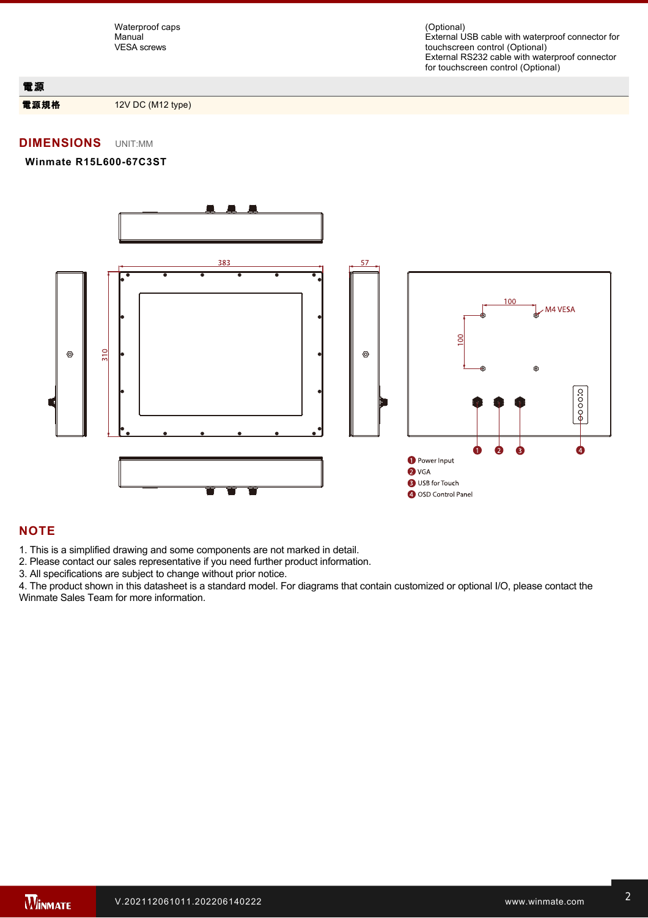| | | |
|---|---|---|
| | Waterproof caps<br>Manual<br>VESA screws | (Optional)<br>External USB cable with waterproof connector for touchscreen control (Optional)<br>External RS232 cable with waterproof connector for touchscreen control (Optional) |

| 電源 | |
|---|---|
| 電源規格 | 12V DC (M12 type) |

## DIMENSIONS

UNIT:MM

**Winmate R15L600-67C3ST**

383

57

310

100

100

M4 VESA

1 Power Input
2 VGA
3 USB for Touch
4 OSD Control Panel

## NOTE

1. This is a simplified drawing and some components are not marked in detail.
2. Please contact our sales representative if you need further product information.
3. All specifications are subject to change without prior notice.
4. The product shown in this datasheet is a standard model. For diagrams that contain customized or optional I/O, please contact the Winmate Sales Team for more information.